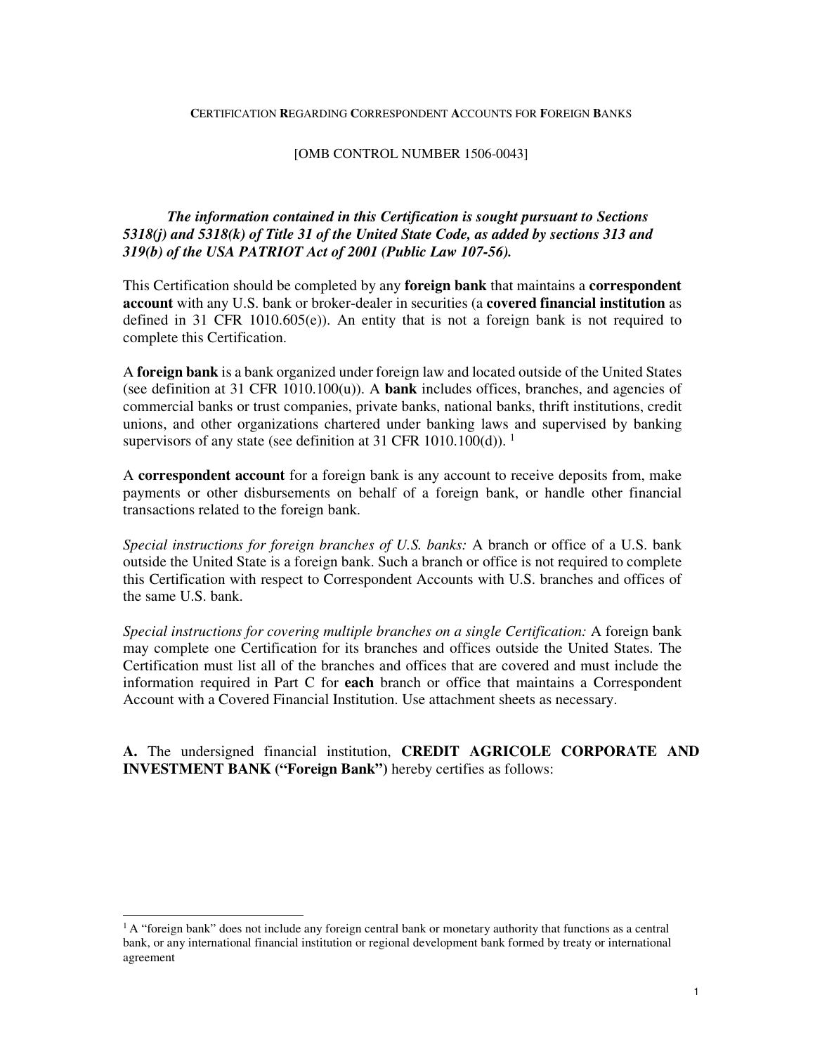CERTIFICATION REGARDING CORRESPONDENT ACCOUNTS FOR FOREIGN BANKS

[OMB CONTROL NUMBER 1506-0043]

***The information contained in this Certification is sought pursuant to Sections 5318(j) and 5318(k) of Title 31 of the United State Code, as added by sections 313 and 319(b) of the USA PATRIOT Act of 2001 (Public Law 107-56).***

This Certification should be completed by any **foreign bank** that maintains a **correspondent account** with any U.S. bank or broker-dealer in securities (a **covered financial institution** as defined in 31 CFR 1010.605(e)). An entity that is not a foreign bank is not required to complete this Certification.

A **foreign bank** is a bank organized under foreign law and located outside of the United States (see definition at 31 CFR 1010.100(u)). A **bank** includes offices, branches, and agencies of commercial banks or trust companies, private banks, national banks, thrift institutions, credit unions, and other organizations chartered under banking laws and supervised by banking supervisors of any state (see definition at 31 CFR 1010.100(d)). [1]

A **correspondent account** for a foreign bank is any account to receive deposits from, make payments or other disbursements on behalf of a foreign bank, or handle other financial transactions related to the foreign bank.

*Special instructions for foreign branches of U.S. banks:* A branch or office of a U.S. bank outside the United State is a foreign bank. Such a branch or office is not required to complete this Certification with respect to Correspondent Accounts with U.S. branches and offices of the same U.S. bank.

*Special instructions for covering multiple branches on a single Certification:* A foreign bank may complete one Certification for its branches and offices outside the United States. The Certification must list all of the branches and offices that are covered and must include the information required in Part C for **each** branch or office that maintains a Correspondent Account with a Covered Financial Institution. Use attachment sheets as necessary.

**A.** The undersigned financial institution, **CREDIT AGRICOLE CORPORATE AND INVESTMENT BANK ("Foreign Bank")** hereby certifies as follows:

[1] A "foreign bank" does not include any foreign central bank or monetary authority that functions as a central bank, or any international financial institution or regional development bank formed by treaty or international agreement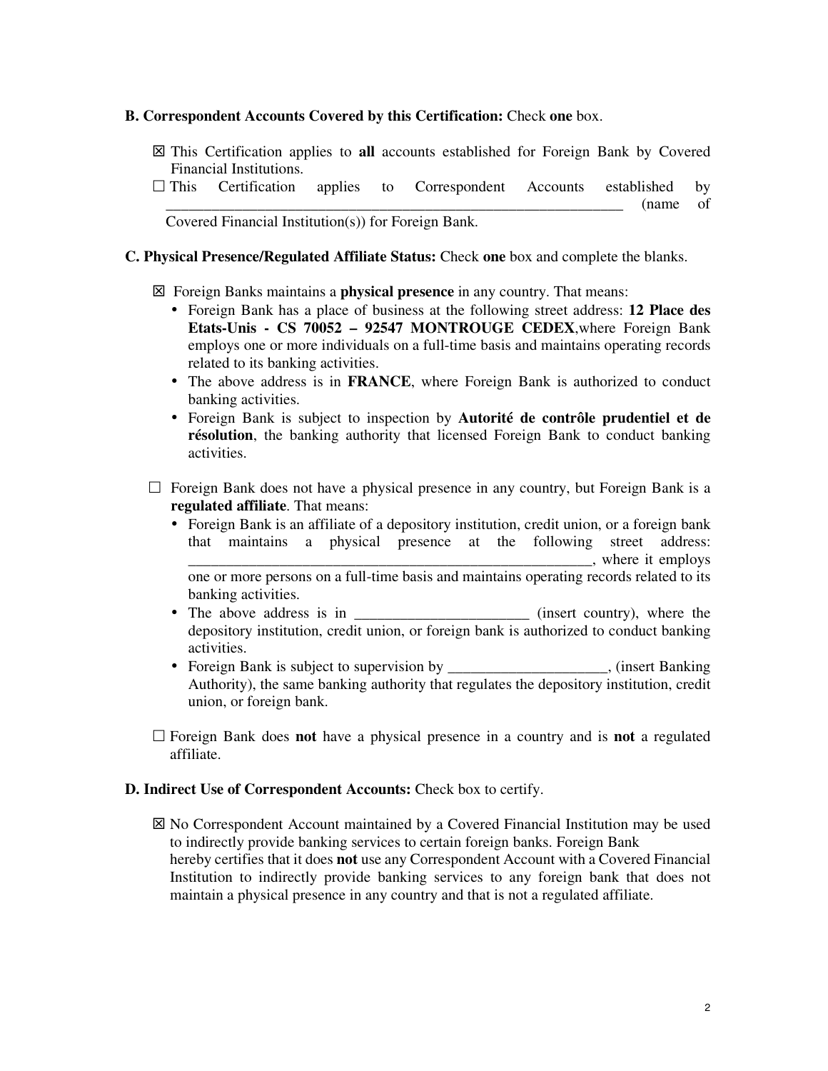**B. Correspondent Accounts Covered by this Certification:** Check **one** box.

☒ This Certification applies to **all** accounts established for Foreign Bank by Covered Financial Institutions.

☐ This Certification applies to Correspondent Accounts established by _________________________________________________________________ (name of Covered Financial Institution(s)) for Foreign Bank.

**C. Physical Presence/Regulated Affiliate Status:** Check **one** box and complete the blanks.

☒ Foreign Banks maintains a **physical presence** in any country. That means:

- Foreign Bank has a place of business at the following street address: **12 Place des Etats-Unis - CS 70052 – 92547 MONTROUGE CEDEX**,where Foreign Bank employs one or more individuals on a full-time basis and maintains operating records related to its banking activities.
- The above address is in **FRANCE**, where Foreign Bank is authorized to conduct banking activities.
- Foreign Bank is subject to inspection by **Autorité de contrôle prudentiel et de résolution**, the banking authority that licensed Foreign Bank to conduct banking activities.

☐ Foreign Bank does not have a physical presence in any country, but Foreign Bank is a **regulated affiliate**. That means:

- Foreign Bank is an affiliate of a depository institution, credit union, or a foreign bank that maintains a physical presence at the following street address: ______________________________________________________, where it employs one or more persons on a full-time basis and maintains operating records related to its banking activities.
- The above address is in _______________________ (insert country), where the depository institution, credit union, or foreign bank is authorized to conduct banking activities.
- Foreign Bank is subject to supervision by _____________________, (insert Banking Authority), the same banking authority that regulates the depository institution, credit union, or foreign bank.

☐ Foreign Bank does **not** have a physical presence in a country and is **not** a regulated affiliate.

**D. Indirect Use of Correspondent Accounts:** Check box to certify.

☒ No Correspondent Account maintained by a Covered Financial Institution may be used to indirectly provide banking services to certain foreign banks. Foreign Bank hereby certifies that it does **not** use any Correspondent Account with a Covered Financial Institution to indirectly provide banking services to any foreign bank that does not maintain a physical presence in any country and that is not a regulated affiliate.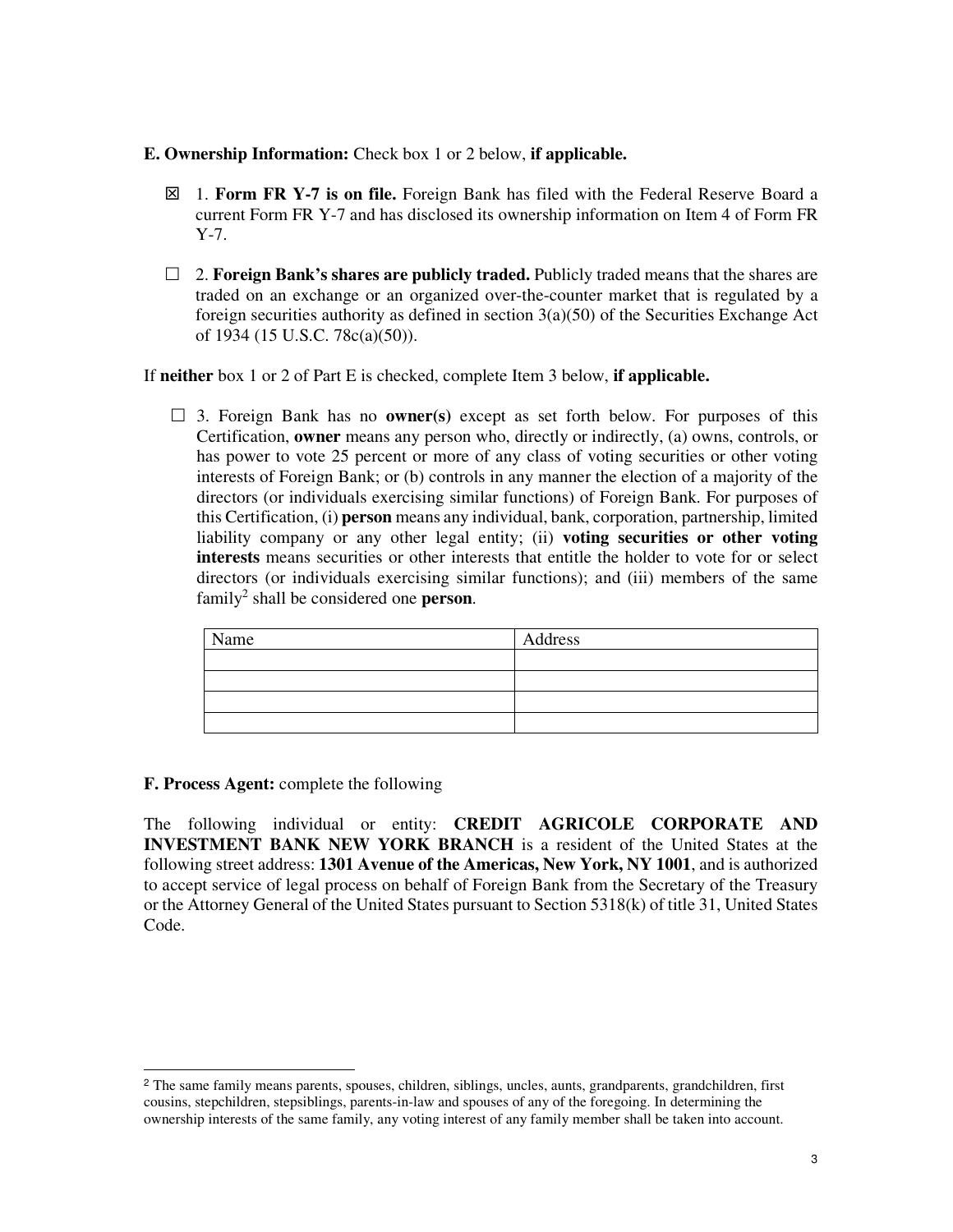**E. Ownership Information:** Check box 1 or 2 below, **if applicable.**

☒ 1. **Form FR Y-7 is on file.** Foreign Bank has filed with the Federal Reserve Board a current Form FR Y-7 and has disclosed its ownership information on Item 4 of Form FR Y-7.

☐ 2. **Foreign Bank's shares are publicly traded.** Publicly traded means that the shares are traded on an exchange or an organized over-the-counter market that is regulated by a foreign securities authority as defined in section 3(a)(50) of the Securities Exchange Act of 1934 (15 U.S.C. 78c(a)(50)).

If **neither** box 1 or 2 of Part E is checked, complete Item 3 below, **if applicable.**

☐ 3. Foreign Bank has no **owner(s)** except as set forth below. For purposes of this Certification, **owner** means any person who, directly or indirectly, (a) owns, controls, or has power to vote 25 percent or more of any class of voting securities or other voting interests of Foreign Bank; or (b) controls in any manner the election of a majority of the directors (or individuals exercising similar functions) of Foreign Bank. For purposes of this Certification, (i) **person** means any individual, bank, corporation, partnership, limited liability company or any other legal entity; (ii) **voting securities or other voting interests** means securities or other interests that entitle the holder to vote for or select directors (or individuals exercising similar functions); and (iii) members of the same family[2] shall be considered one **person**.

| Name | Address |
|---|---|
| | |
| | |
| | |
| | |

**F. Process Agent:** complete the following

The following individual or entity: **CREDIT AGRICOLE CORPORATE AND INVESTMENT BANK NEW YORK BRANCH** is a resident of the United States at the following street address: **1301 Avenue of the Americas, New York, NY 1001**, and is authorized to accept service of legal process on behalf of Foreign Bank from the Secretary of the Treasury or the Attorney General of the United States pursuant to Section 5318(k) of title 31, United States Code.

---

[2] The same family means parents, spouses, children, siblings, uncles, aunts, grandparents, grandchildren, first cousins, stepchildren, stepsiblings, parents-in-law and spouses of any of the foregoing. In determining the ownership interests of the same family, any voting interest of any family member shall be taken into account.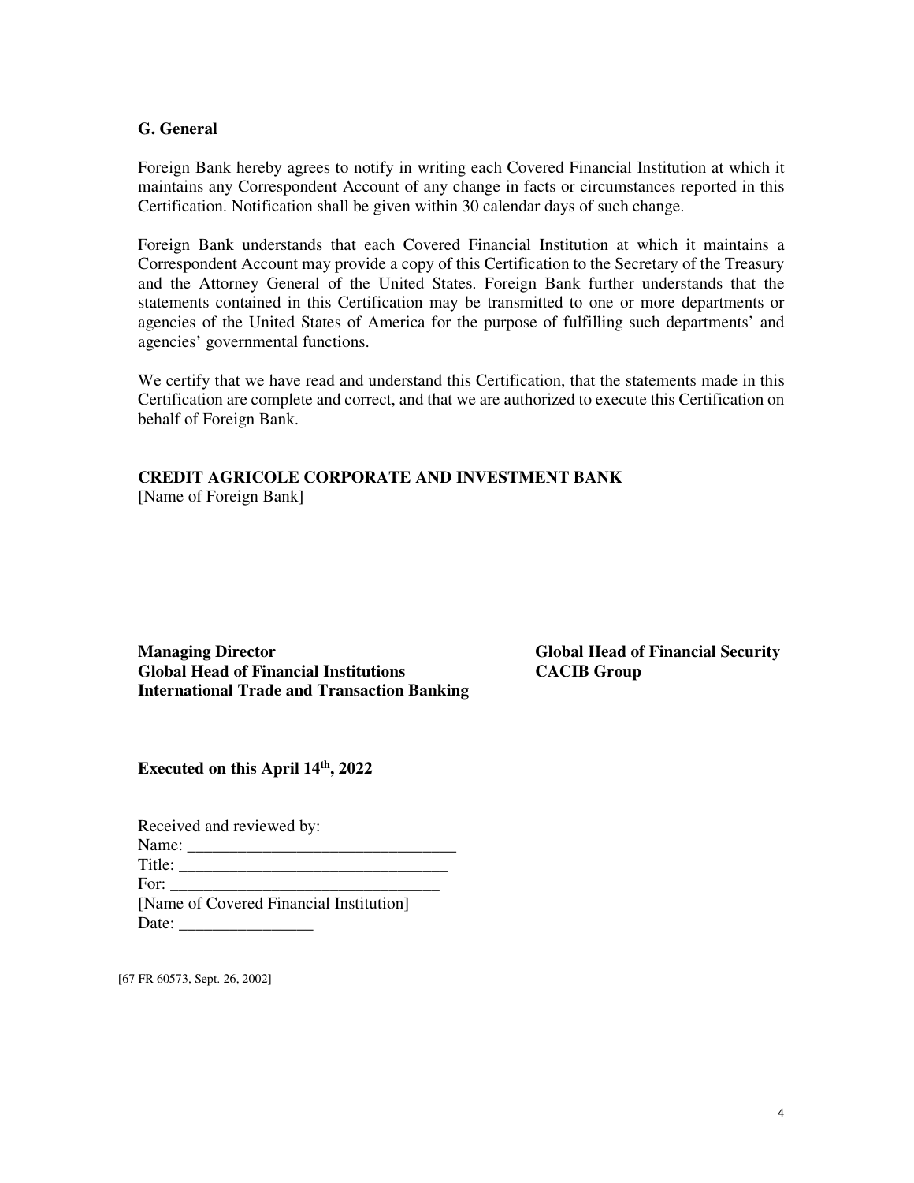### G. General

Foreign Bank hereby agrees to notify in writing each Covered Financial Institution at which it maintains any Correspondent Account of any change in facts or circumstances reported in this Certification. Notification shall be given within 30 calendar days of such change.

Foreign Bank understands that each Covered Financial Institution at which it maintains a Correspondent Account may provide a copy of this Certification to the Secretary of the Treasury and the Attorney General of the United States. Foreign Bank further understands that the statements contained in this Certification may be transmitted to one or more departments or agencies of the United States of America for the purpose of fulfilling such departments' and agencies' governmental functions.

We certify that we have read and understand this Certification, that the statements made in this Certification are complete and correct, and that we are authorized to execute this Certification on behalf of Foreign Bank.

**CREDIT AGRICOLE CORPORATE AND INVESTMENT BANK**
[Name of Foreign Bank]

**Managing Director**
**Global Head of Financial Institutions**
**International Trade and Transaction Banking**

**Global Head of Financial Security**
**CACIB Group**

**Executed on this April 14th, 2022**

Received and reviewed by:
Name: _______________________________
Title: _______________________________
For: _______________________________
[Name of Covered Financial Institution]
Date: ________________

[67 FR 60573, Sept. 26, 2002]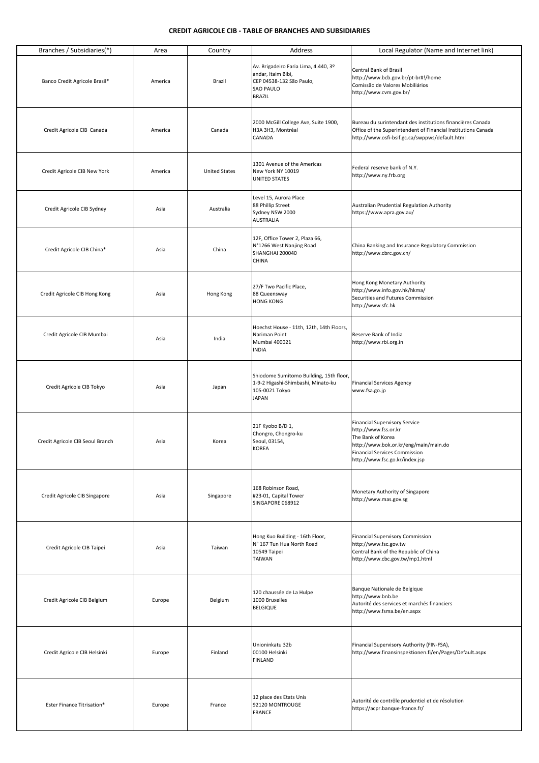**CREDIT AGRICOLE CIB - TABLE OF BRANCHES AND SUBSIDIARIES**

| Branches / Subsidiaries(*) | Area | Country | Address | Local Regulator (Name and Internet link) |
|---|---|---|---|---|
| Banco Credit Agricole Brasil* | America | Brazil | Av. Brigadeiro Faria Lima, 4.440, 3º andar, Itaim Bibi,<br>CEP 04538-132 São Paulo,<br>SAO PAULO<br>BRAZIL | Central Bank of Brasil<br>http://www.bcb.gov.br/pt-br#!/home<br>Comissão de Valores Mobiliários<br>http://www.cvm.gov.br/ |
| Credit Agricole CIB Canada | America | Canada | 2000 McGill College Ave, Suite 1900,<br>H3A 3H3, Montréal<br>CANADA | Bureau du surintendant des institutions financières Canada<br>Office of the Superintendent of Financial Institutions Canada<br>http://www.osfi-bsif.gc.ca/swppws/default.html |
| Credit Agricole CIB New York | America | United States | 1301 Avenue of the Americas<br>New York NY 10019<br>UNITED STATES | Federal reserve bank of N.Y.<br>http://www.ny.frb.org |
| Credit Agricole CIB Sydney | Asia | Australia | Level 15, Aurora Place<br>88 Phillip Street<br>Sydney NSW 2000<br>AUSTRALIA | Australian Prudential Regulation Authority<br>https://www.apra.gov.au/ |
| Credit Agricole CIB China* | Asia | China | 12F, Office Tower 2, Plaza 66,<br>N°1266 West Nanjing Road<br>SHANGHAI 200040<br>CHINA | China Banking and Insurance Regulatory Commission<br>http://www.cbrc.gov.cn/ |
| Credit Agricole CIB Hong Kong | Asia | Hong Kong | 27/F Two Pacific Place,<br>88 Queensway<br>HONG KONG | Hong Kong Monetary Authority<br>http://www.info.gov.hk/hkma/<br>Securities and Futures Commission<br>http://www.sfc.hk |
| Credit Agricole CIB Mumbai | Asia | India | Hoechst House - 11th, 12th, 14th Floors,<br>Nariman Point<br>Mumbai 400021<br>INDIA | Reserve Bank of India<br>http://www.rbi.org.in |
| Credit Agricole CIB Tokyo | Asia | Japan | Shiodome Sumitomo Building, 15th floor,<br>1-9-2 Higashi-Shimbashi, Minato-ku<br>105-0021 Tokyo<br>JAPAN | Financial Services Agency<br>www.fsa.go.jp |
| Credit Agricole CIB Seoul Branch | Asia | Korea | 21F Kyobo B/D 1,<br>Chongro, Chongro-ku<br>Seoul, 03154,<br>KOREA | Financial Supervisory Service<br>http://www.fss.or.kr<br>The Bank of Korea<br>http://www.bok.or.kr/eng/main/main.do<br>Financial Services Commission<br>http://www.fsc.go.kr/index.jsp |
| Credit Agricole CIB Singapore | Asia | Singapore | 168 Robinson Road,<br>#23-01, Capital Tower<br>SINGAPORE 068912 | Monetary Authority of Singapore<br>http://www.mas.gov.sg |
| Credit Agricole CIB Taipei | Asia | Taiwan | Hong Kuo Building - 16th Floor,<br>N° 167 Tun Hua North Road<br>10549 Taipei<br>TAIWAN | Financial Supervisory Commission<br>http://www.fsc.gov.tw<br>Central Bank of the Republic of China<br>http://www.cbc.gov.tw/mp1.html |
| Credit Agricole CIB Belgium | Europe | Belgium | 120 chaussée de La Hulpe<br>1000 Bruxelles<br>BELGIQUE | Banque Nationale de Belgique<br>http://www.bnb.be<br>Autorité des services et marchés financiers<br>http://www.fsma.be/en.aspx |
| Credit Agricole CIB Helsinki | Europe | Finland | Unioninkatu 32b<br>00100 Helsinki<br>FINLAND | Financial Supervisory Authority (FIN-FSA),<br>http://www.finansinspektionen.fi/en/Pages/Default.aspx |
| Ester Finance Titrisation* | Europe | France | 12 place des Etats Unis<br>92120 MONTROUGE<br>FRANCE | Autorité de contrôle prudentiel et de résolution<br>https://acpr.banque-france.fr/ |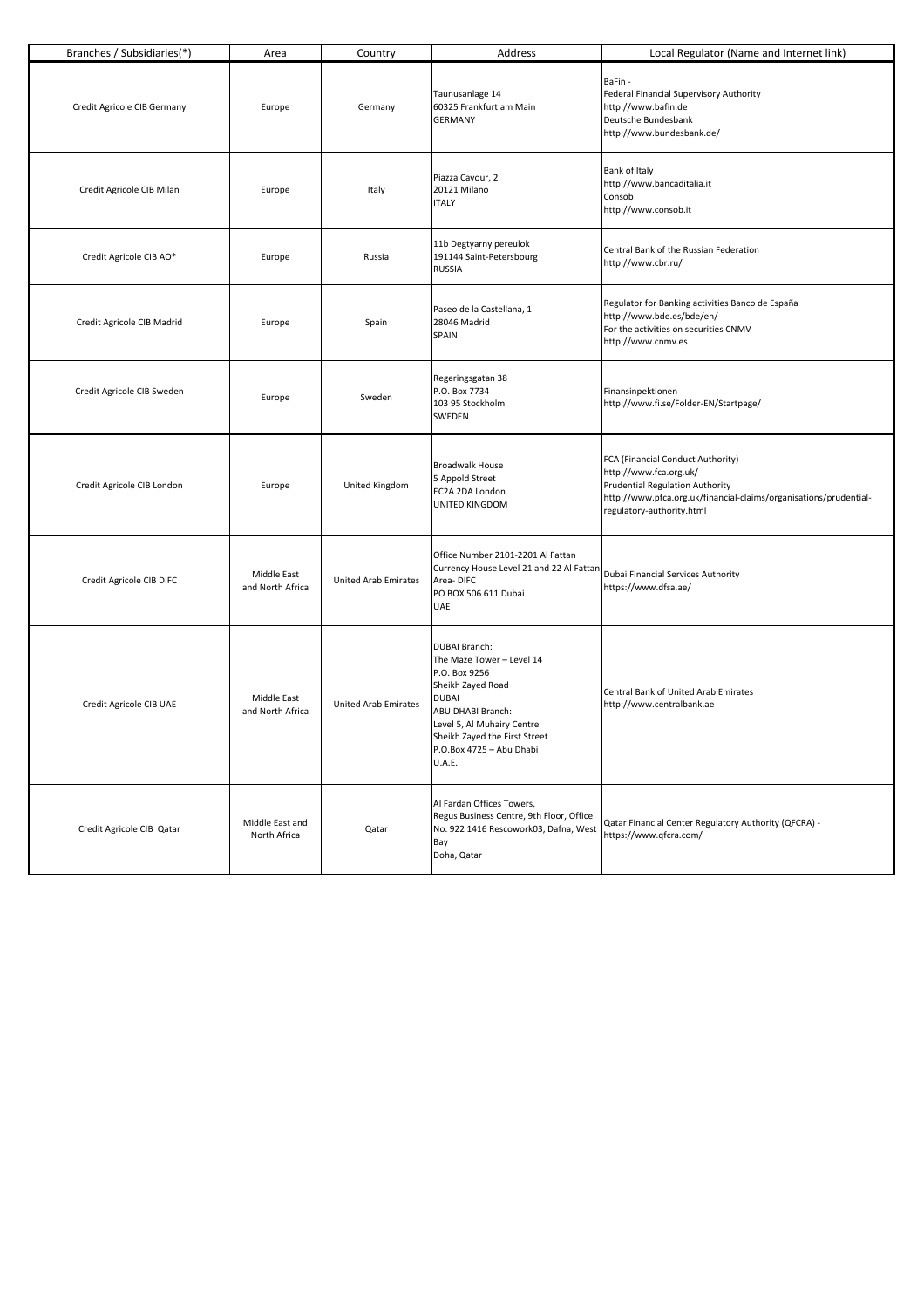| Branches / Subsidiaries(*) | Area | Country | Address | Local Regulator (Name and Internet link) |
|---|---|---|---|---|
| Credit Agricole CIB Germany | Europe | Germany | Taunusanlage 14<br>60325 Frankfurt am Main<br>GERMANY | BaFin -<br>Federal Financial Supervisory Authority<br>http://www.bafin.de<br>Deutsche Bundesbank<br>http://www.bundesbank.de/ |
| Credit Agricole CIB Milan | Europe | Italy | Piazza Cavour, 2<br>20121 Milano<br>ITALY | Bank of Italy<br>http://www.bancaditalia.it<br>Consob<br>http://www.consob.it |
| Credit Agricole CIB AO* | Europe | Russia | 11b Degtyarny pereulok<br>191144 Saint-Petersbourg<br>RUSSIA | Central Bank of the Russian Federation<br>http://www.cbr.ru/ |
| Credit Agricole CIB Madrid | Europe | Spain | Paseo de la Castellana, 1<br>28046 Madrid<br>SPAIN | Regulator for Banking activities Banco de España<br>http://www.bde.es/bde/en/<br>For the activities on securities CNMV<br>http://www.cnmv.es |
| Credit Agricole CIB Sweden | Europe | Sweden | Regeringsgatan 38<br>P.O. Box 7734<br>103 95 Stockholm<br>SWEDEN | Finansinpektionen<br>http://www.fi.se/Folder-EN/Startpage/ |
| Credit Agricole CIB London | Europe | United Kingdom | Broadwalk House<br>5 Appold Street<br>EC2A 2DA London<br>UNITED KINGDOM | FCA (Financial Conduct Authority)<br>http://www.fca.org.uk/<br>Prudential Regulation Authority<br>http://www.pfca.org.uk/financial-claims/organisations/prudential-regulatory-authority.html |
| Credit Agricole CIB DIFC | Middle East and North Africa | United Arab Emirates | Office Number 2101-2201 Al Fattan Currency House Level 21 and 22 Al Fattan Area- DIFC<br>PO BOX 506 611 Dubai<br>UAE | Dubai Financial Services Authority<br>https://www.dfsa.ae/ |
| Credit Agricole CIB UAE | Middle East and North Africa | United Arab Emirates | DUBAI Branch:<br>The Maze Tower – Level 14<br>P.O. Box 9256<br>Sheikh Zayed Road<br>DUBAI<br>ABU DHABI Branch:<br>Level 5, Al Muhairy Centre<br>Sheikh Zayed the First Street<br>P.O.Box 4725 – Abu Dhabi<br>U.A.E. | Central Bank of United Arab Emirates<br>http://www.centralbank.ae |
| Credit Agricole CIB Qatar | Middle East and North Africa | Qatar | Al Fardan Offices Towers,<br>Regus Business Centre, 9th Floor, Office No. 922 1416 Rescowork03, Dafna, West Bay<br>Doha, Qatar | Qatar Financial Center Regulatory Authority (QFCRA) -<br>https://www.qfcra.com/ |